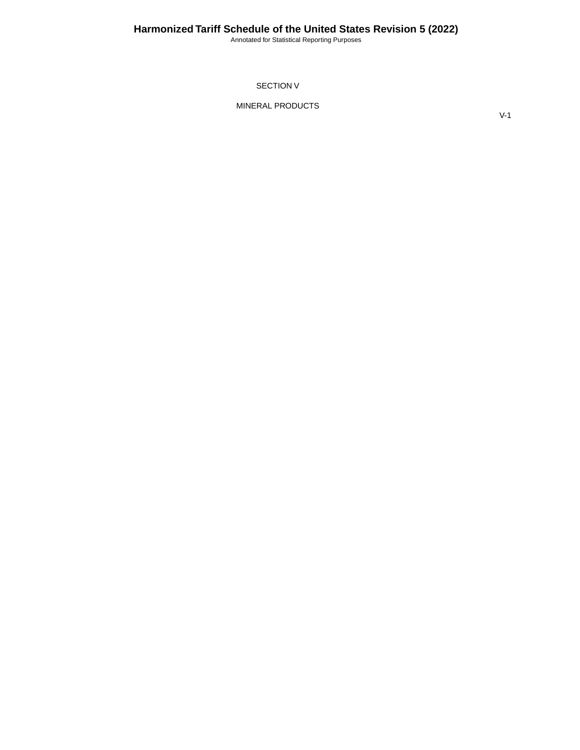# SECTION V

## MINERAL PRODUCTS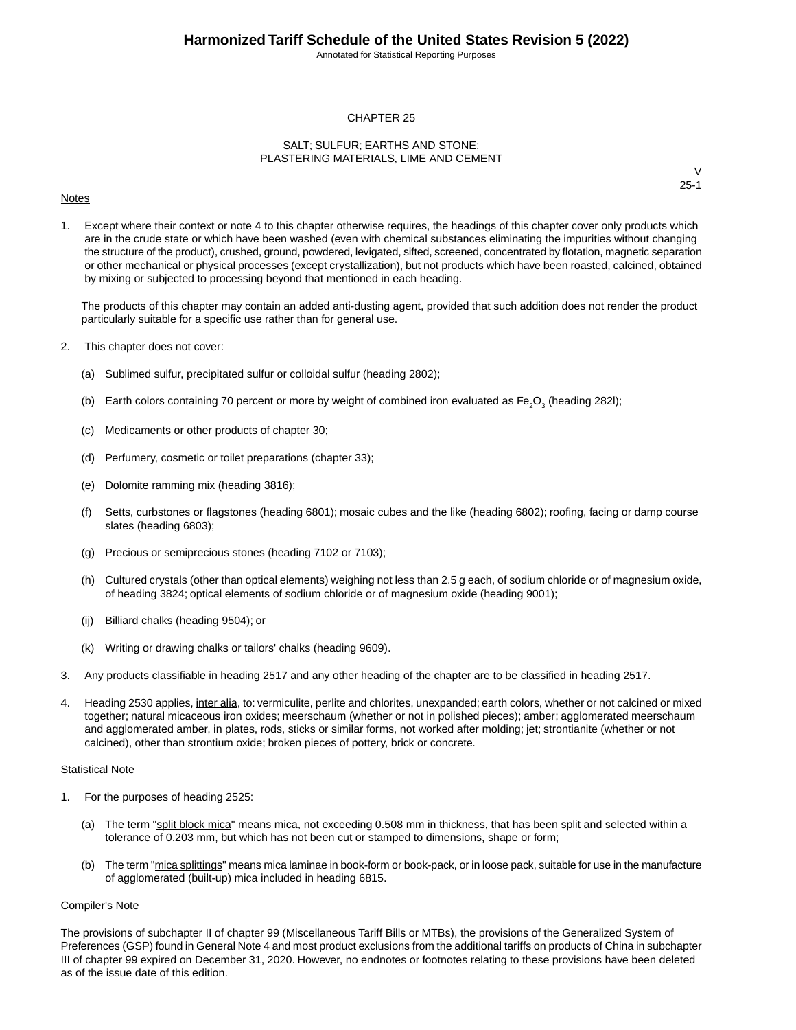# CHAPTER 25

## SALT; SULFUR; EARTHS AND STONE; PLASTERING MATERIALS, LIME AND CEMENT

V
25-1

Notes

1. Except where their context or note 4 to this chapter otherwise requires, the headings of this chapter cover only products which are in the crude state or which have been washed (even with chemical substances eliminating the impurities without changing the structure of the product), crushed, ground, powdered, levigated, sifted, screened, concentrated by flotation, magnetic separation or other mechanical or physical processes (except crystallization), but not products which have been roasted, calcined, obtained by mixing or subjected to processing beyond that mentioned in each heading.

   The products of this chapter may contain an added anti-dusting agent, provided that such addition does not render the product particularly suitable for a specific use rather than for general use.

2. This chapter does not cover:

   (a) Sublimed sulfur, precipitated sulfur or colloidal sulfur (heading 2802);

   (b) Earth colors containing 70 percent or more by weight of combined iron evaluated as $Fe_2O_3$ (heading 282l);

   (c) Medicaments or other products of chapter 30;

   (d) Perfumery, cosmetic or toilet preparations (chapter 33);

   (e) Dolomite ramming mix (heading 3816);

   (f) Setts, curbstones or flagstones (heading 6801); mosaic cubes and the like (heading 6802); roofing, facing or damp course slates (heading 6803);

   (g) Precious or semiprecious stones (heading 7102 or 7103);

   (h) Cultured crystals (other than optical elements) weighing not less than 2.5 g each, of sodium chloride or of magnesium oxide, of heading 3824; optical elements of sodium chloride or of magnesium oxide (heading 9001);

   (ij) Billiard chalks (heading 9504); or

   (k) Writing or drawing chalks or tailors' chalks (heading 9609).

3. Any products classifiable in heading 2517 and any other heading of the chapter are to be classified in heading 2517.

4. Heading 2530 applies, inter alia, to: vermiculite, perlite and chlorites, unexpanded; earth colors, whether or not calcined or mixed together; natural micaceous iron oxides; meerschaum (whether or not in polished pieces); amber; agglomerated meerschaum and agglomerated amber, in plates, rods, sticks or similar forms, not worked after molding; jet; strontianite (whether or not calcined), other than strontium oxide; broken pieces of pottery, brick or concrete.

Statistical Note

1. For the purposes of heading 2525:

   (a) The term "split block mica" means mica, not exceeding 0.508 mm in thickness, that has been split and selected within a tolerance of 0.203 mm, but which has not been cut or stamped to dimensions, shape or form;

   (b) The term "mica splittings" means mica laminae in book-form or book-pack, or in loose pack, suitable for use in the manufacture of agglomerated (built-up) mica included in heading 6815.

Compiler's Note

The provisions of subchapter II of chapter 99 (Miscellaneous Tariff Bills or MTBs), the provisions of the Generalized System of Preferences (GSP) found in General Note 4 and most product exclusions from the additional tariffs on products of China in subchapter III of chapter 99 expired on December 31, 2020. However, no endnotes or footnotes relating to these provisions have been deleted as of the issue date of this edition.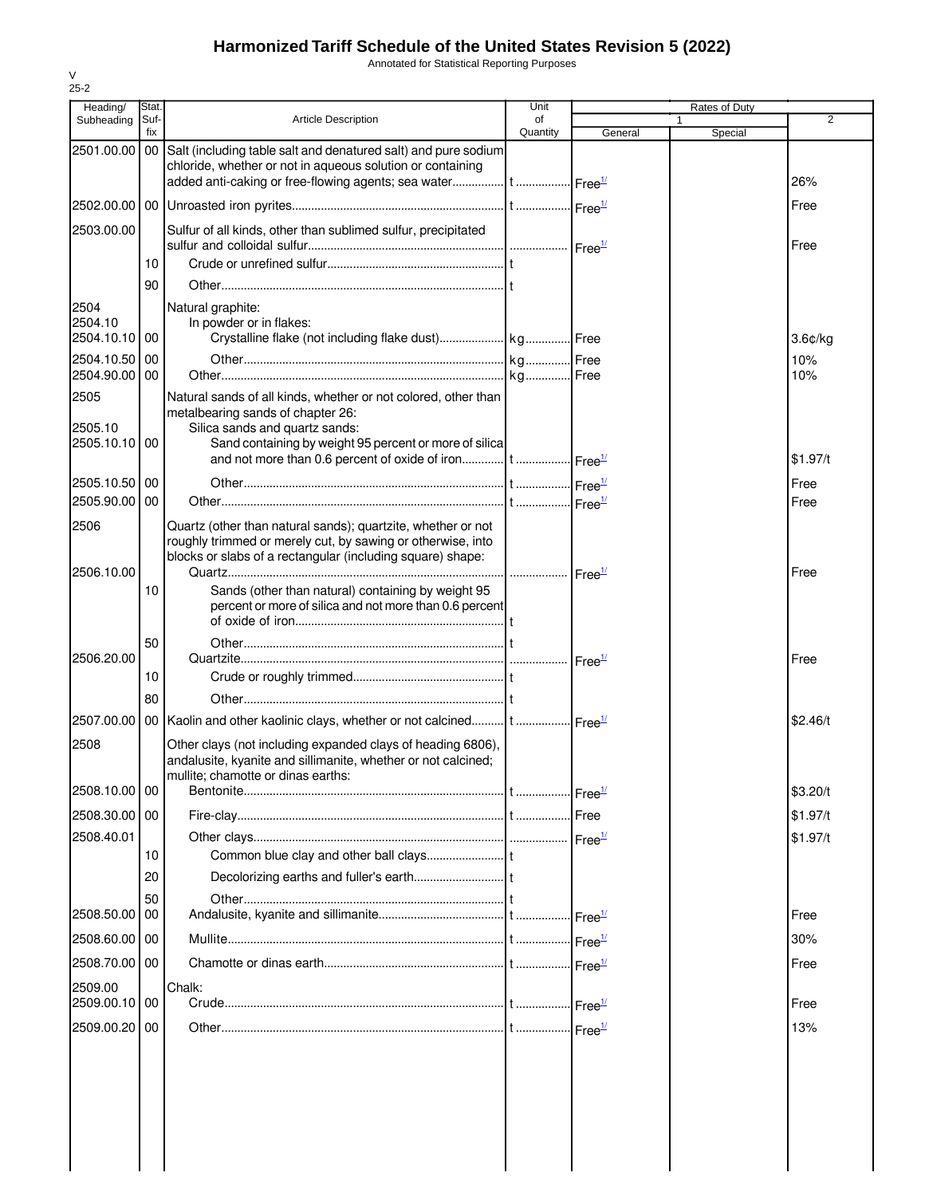# Harmonized Tariff Schedule of the United States Revision 5 (2022)

Annotated for Statistical Reporting Purposes

V
25-2

| Heading/ Subheading | Stat. Suf- fix | Article Description | Unit of Quantity | Rates of Duty 1 General | Special | 2 |
|---|---|---|---|---|---|---|
| 2501.00.00 | 00 | Salt (including table salt and denatured salt) and pure sodium chloride, whether or not in aqueous solution or containing added anti-caking or free-flowing agents; sea water | t | Free[1/] | | 26% |
| 2502.00.00 | 00 | Unroasted iron pyrites | t | Free[1/] | | Free |
| 2503.00.00 | | Sulfur of all kinds, other than sublimed sulfur, precipitated sulfur and colloidal sulfur | | Free[1/] | | Free |
| | 10 | Crude or unrefined sulfur | t | | | |
| | 90 | Other | t | | | |
| 2504 | | Natural graphite: | | | | |
| 2504.10 | | In powder or in flakes: | | | | |
| 2504.10.10 | 00 | Crystalline flake (not including flake dust) | kg | Free | | 3.6¢/kg |
| 2504.10.50 | 00 | Other | kg | Free | | 10% |
| 2504.90.00 | 00 | Other | kg | Free | | 10% |
| 2505 | | Natural sands of all kinds, whether or not colored, other than metalbearing sands of chapter 26: | | | | |
| 2505.10 | | Silica sands and quartz sands: | | | | |
| 2505.10.10 | 00 | Sand containing by weight 95 percent or more of silica and not more than 0.6 percent of oxide of iron | t | Free[1/] | | $1.97/t |
| 2505.10.50 | 00 | Other | t | Free[1/] | | Free |
| 2505.90.00 | 00 | Other | t | Free[1/] | | Free |
| 2506 | | Quartz (other than natural sands); quartzite, whether or not roughly trimmed or merely cut, by sawing or otherwise, into blocks or slabs of a rectangular (including square) shape: | | | | |
| 2506.10.00 | | Quartz | | Free[1/] | | Free |
| | 10 | Sands (other than natural) containing by weight 95 percent or more of silica and not more than 0.6 percent of oxide of iron | t | | | |
| | 50 | Other | t | | | |
| 2506.20.00 | | Quartzite | | Free[1/] | | Free |
| | 10 | Crude or roughly trimmed | t | | | |
| | 80 | Other | t | | | |
| 2507.00.00 | 00 | Kaolin and other kaolinic clays, whether or not calcined | t | Free[1/] | | $2.46/t |
| 2508 | | Other clays (not including expanded clays of heading 6806), andalusite, kyanite and sillimanite, whether or not calcined; mullite; chamotte or dinas earths: | | | | |
| 2508.10.00 | 00 | Bentonite | t | Free[1/] | | $3.20/t |
| 2508.30.00 | 00 | Fire-clay | t | Free | | $1.97/t |
| 2508.40.01 | | Other clays | | Free[1/] | | $1.97/t |
| | 10 | Common blue clay and other ball clays | t | | | |
| | 20 | Decolorizing earths and fuller's earth | t | | | |
| | 50 | Other | t | | | |
| 2508.50.00 | 00 | Andalusite, kyanite and sillimanite | t | Free[1/] | | Free |
| 2508.60.00 | 00 | Mullite | t | Free[1/] | | 30% |
| 2508.70.00 | 00 | Chamotte or dinas earth | t | Free[1/] | | Free |
| 2509.00 | | Chalk: | | | | |
| 2509.00.10 | 00 | Crude | t | Free[1/] | | Free |
| 2509.00.20 | 00 | Other | t | Free[1/] | | 13% |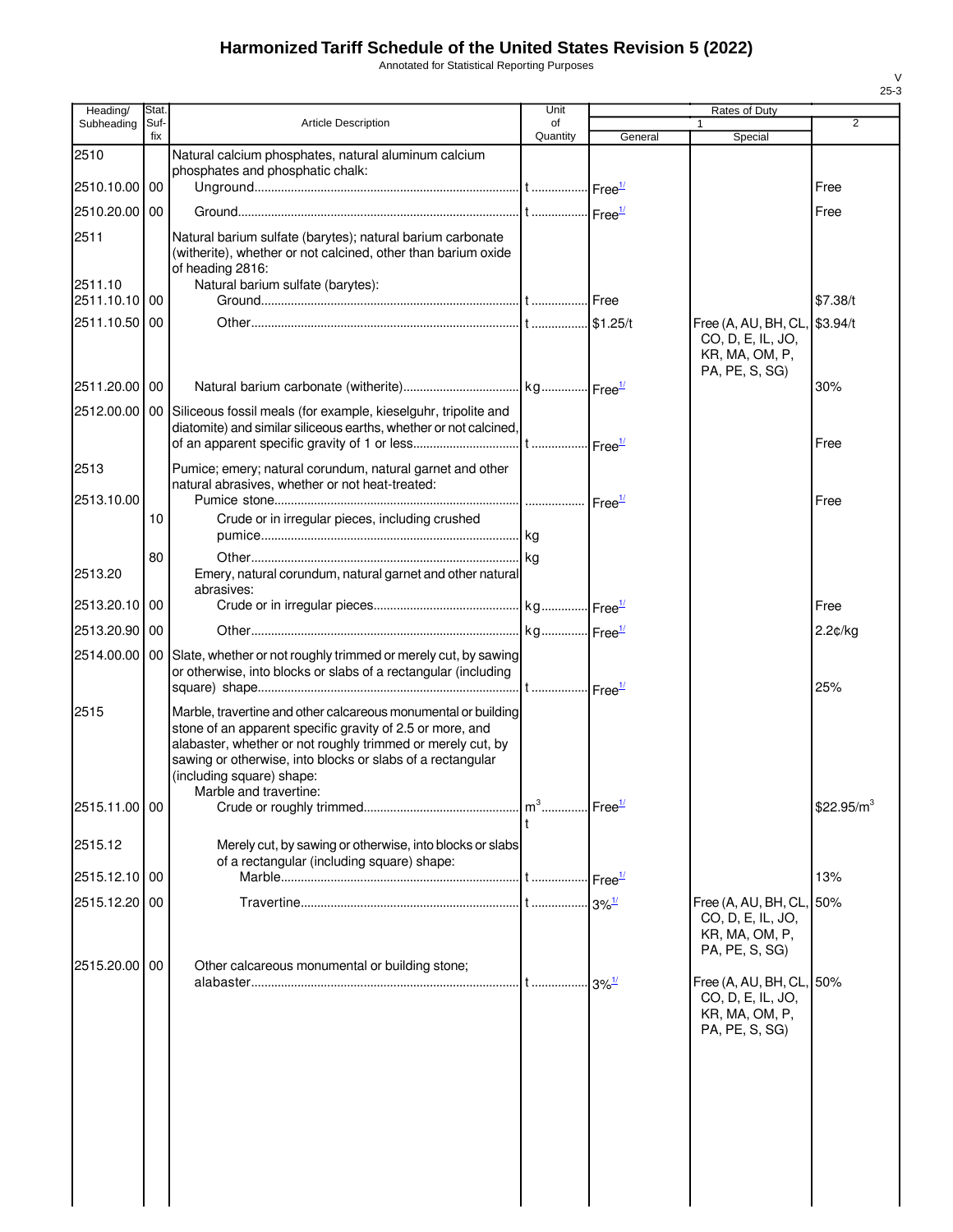# Harmonized Tariff Schedule of the United States Revision 5 (2022)

Annotated for Statistical Reporting Purposes

| Heading/ Subheading | Stat. Suf-fix | Article Description | Unit of Quantity | Rates of Duty 1 General | Special | 2 |
|---|---|---|---|---|---|---|
| 2510 | | Natural calcium phosphates, natural aluminum calcium phosphates and phosphatic chalk: | | | | |
| 2510.10.00 | 00 | Unground | t | Free[1/] | | Free |
| 2510.20.00 | 00 | Ground | t | Free[1/] | | Free |
| 2511 | | Natural barium sulfate (barytes); natural barium carbonate (witherite), whether or not calcined, other than barium oxide of heading 2816: | | | | |
| 2511.10 | | Natural barium sulfate (barytes): | | | | |
| 2511.10.10 | 00 | Ground | t | Free | | $7.38/t |
| 2511.10.50 | 00 | Other | t | $1.25/t | Free (A, AU, BH, CL, CO, D, E, IL, JO, KR, MA, OM, P, PA, PE, S, SG) | $3.94/t |
| 2511.20.00 | 00 | Natural barium carbonate (witherite) | kg | Free[1/] | | 30% |
| 2512.00.00 | 00 | Siliceous fossil meals (for example, kieselguhr, tripolite and diatomite) and similar siliceous earths, whether or not calcined, of an apparent specific gravity of 1 or less | t | Free[1/] | | Free |
| 2513 | | Pumice; emery; natural corundum, natural garnet and other natural abrasives, whether or not heat-treated: | | | | |
| 2513.10.00 | | Pumice stone | | Free[1/] | | Free |
| | 10 | Crude or in irregular pieces, including crushed pumice | kg | | | |
| | 80 | Other | kg | | | |
| 2513.20 | | Emery, natural corundum, natural garnet and other natural abrasives: | | | | |
| 2513.20.10 | 00 | Crude or in irregular pieces | kg | Free[1/] | | Free |
| 2513.20.90 | 00 | Other | kg | Free[1/] | | 2.2¢/kg |
| 2514.00.00 | 00 | Slate, whether or not roughly trimmed or merely cut, by sawing or otherwise, into blocks or slabs of a rectangular (including square) shape | t | Free[1/] | | 25% |
| 2515 | | Marble, travertine and other calcareous monumental or building stone of an apparent specific gravity of 2.5 or more, and alabaster, whether or not roughly trimmed or merely cut, by sawing or otherwise, into blocks or slabs of a rectangular (including square) shape: | | | | |
| | | Marble and travertine: | | | | |
| 2515.11.00 | 00 | Crude or roughly trimmed | $m^3$ t | Free[1/] | | $22.95/$m^3$ |
| 2515.12 | | Merely cut, by sawing or otherwise, into blocks or slabs of a rectangular (including square) shape: | | | | |
| 2515.12.10 | 00 | Marble | t | Free[1/] | | 13% |
| 2515.12.20 | 00 | Travertine | t | 3%[1/] | Free (A, AU, BH, CL, CO, D, E, IL, JO, KR, MA, OM, P, PA, PE, S, SG) | 50% |
| 2515.20.00 | 00 | Other calcareous monumental or building stone; alabaster | t | 3%[1/] | Free (A, AU, BH, CL, CO, D, E, IL, JO, KR, MA, OM, P, PA, PE, S, SG) | 50% |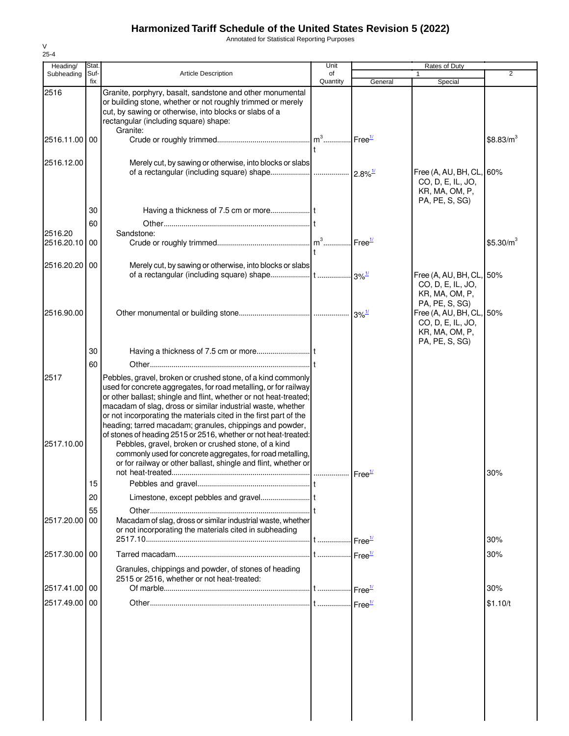# Harmonized Tariff Schedule of the United States Revision 5 (2022)

Annotated for Statistical Reporting Purposes

V
25-4

| Heading/ Subheading | Stat. Suf-fix | Article Description | Unit of Quantity | Rates of Duty 1 General | Rates of Duty 1 Special | Rates of Duty 2 |
|---|---|---|---|---|---|---|
| 2516 | | Granite, porphyry, basalt, sandstone and other monumental or building stone, whether or not roughly trimmed or merely cut, by sawing or otherwise, into blocks or slabs of a rectangular (including square) shape: | | | | |
| | | Granite: | | | | |
| 2516.11.00 | 00 | Crude or roughly trimmed | $m^3$ t | Free[1/] | | $8.83/$m^3$ |
| 2516.12.00 | | Merely cut, by sawing or otherwise, into blocks or slabs of a rectangular (including square) shape | | 2.8%[1/] | Free (A, AU, BH, CL, CO, D, E, IL, JO, KR, MA, OM, P, PA, PE, S, SG) | 60% |
| | 30 | Having a thickness of 7.5 cm or more | t | | | |
| | 60 | Other | t | | | |
| 2516.20 | | Sandstone: | | | | |
| 2516.20.10 | 00 | Crude or roughly trimmed | $m^3$ t | Free[1/] | | $5.30/$m^3$ |
| 2516.20.20 | 00 | Merely cut, by sawing or otherwise, into blocks or slabs of a rectangular (including square) shape | t | 3%[1/] | Free (A, AU, BH, CL, CO, D, E, IL, JO, KR, MA, OM, P, PA, PE, S, SG) | 50% |
| 2516.90.00 | | Other monumental or building stone | | 3%[1/] | Free (A, AU, BH, CL, CO, D, E, IL, JO, KR, MA, OM, P, PA, PE, S, SG) | 50% |
| | 30 | Having a thickness of 7.5 cm or more | t | | | |
| | 60 | Other | t | | | |
| 2517 | | Pebbles, gravel, broken or crushed stone, of a kind commonly used for concrete aggregates, for road metalling, or for railway or other ballast; shingle and flint, whether or not heat-treated; macadam of slag, dross or similar industrial waste, whether or not incorporating the materials cited in the first part of the heading; tarred macadam; granules, chippings and powder, of stones of heading 2515 or 2516, whether or not heat-treated: | | | | |
| 2517.10.00 | | Pebbles, gravel, broken or crushed stone, of a kind commonly used for concrete aggregates, for road metalling, or for railway or other ballast, shingle and flint, whether or not heat-treated | | Free[1/] | | 30% |
| | 15 | Pebbles and gravel | t | | | |
| | 20 | Limestone, except pebbles and gravel | t | | | |
| | 55 | Other | t | | | |
| 2517.20.00 | 00 | Macadam of slag, dross or similar industrial waste, whether or not incorporating the materials cited in subheading 2517.10 | t | Free[1/] | | 30% |
| 2517.30.00 | 00 | Tarred macadam | t | Free[1/] | | 30% |
| | | Granules, chippings and powder, of stones of heading 2515 or 2516, whether or not heat-treated: | | | | |
| 2517.41.00 | 00 | Of marble | t | Free[1/] | | 30% |
| 2517.49.00 | 00 | Other | t | Free[1/] | | $1.10/t |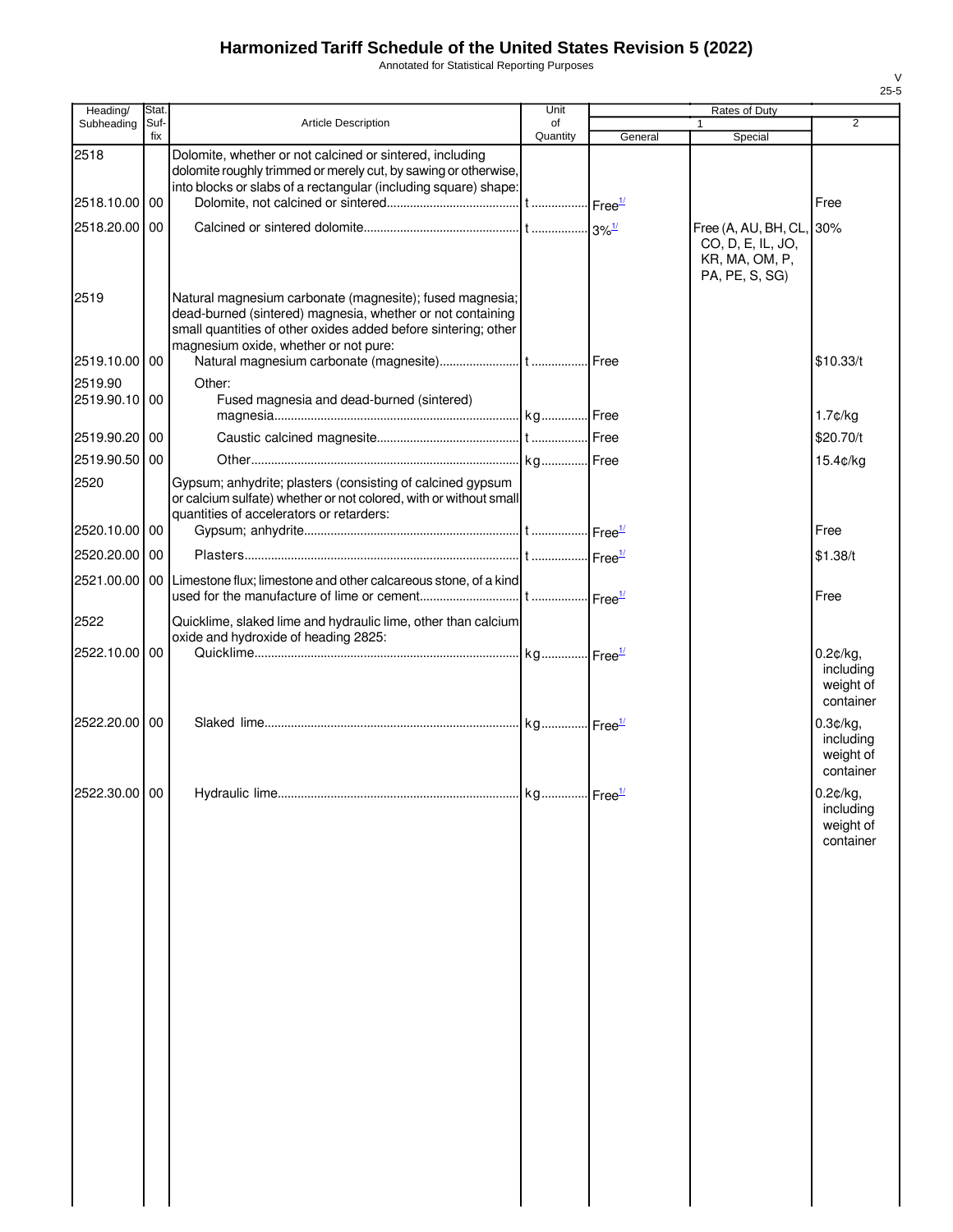# Harmonized Tariff Schedule of the United States Revision 5 (2022)

Annotated for Statistical Reporting Purposes

| Heading/ Subheading | Stat. Suf- fix | Article Description | Unit of Quantity | Rates of Duty 1 General | Special | 2 |
|---|---|---|---|---|---|---|
| 2518 | | Dolomite, whether or not calcined or sintered, including dolomite roughly trimmed or merely cut, by sawing or otherwise, into blocks or slabs of a rectangular (including square) shape: | | | | |
| 2518.10.00 | 00 | Dolomite, not calcined or sintered | t | Free[1/] | | Free |
| 2518.20.00 | 00 | Calcined or sintered dolomite | t | 3%[1/] | Free (A, AU, BH, CL, CO, D, E, IL, JO, KR, MA, OM, P, PA, PE, S, SG) | 30% |
| 2519 | | Natural magnesium carbonate (magnesite); fused magnesia; dead-burned (sintered) magnesia, whether or not containing small quantities of other oxides added before sintering; other magnesium oxide, whether or not pure: | | | | |
| 2519.10.00 | 00 | Natural magnesium carbonate (magnesite) | t | Free | | $10.33/t |
| 2519.90 | | Other: | | | | |
| 2519.90.10 | 00 | Fused magnesia and dead-burned (sintered) magnesia | kg | Free | | 1.7¢/kg |
| 2519.90.20 | 00 | Caustic calcined magnesite | t | Free | | $20.70/t |
| 2519.90.50 | 00 | Other | kg | Free | | 15.4¢/kg |
| 2520 | | Gypsum; anhydrite; plasters (consisting of calcined gypsum or calcium sulfate) whether or not colored, with or without small quantities of accelerators or retarders: | | | | |
| 2520.10.00 | 00 | Gypsum; anhydrite | t | Free[1/] | | Free |
| 2520.20.00 | 00 | Plasters | t | Free[1/] | | $1.38/t |
| 2521.00.00 | 00 | Limestone flux; limestone and other calcareous stone, of a kind used for the manufacture of lime or cement | t | Free[1/] | | Free |
| 2522 | | Quicklime, slaked lime and hydraulic lime, other than calcium oxide and hydroxide of heading 2825: | | | | |
| 2522.10.00 | 00 | Quicklime | kg | Free[1/] | | 0.2¢/kg, including weight of container |
| 2522.20.00 | 00 | Slaked lime | kg | Free[1/] | | 0.3¢/kg, including weight of container |
| 2522.30.00 | 00 | Hydraulic lime | kg | Free[1/] | | 0.2¢/kg, including weight of container |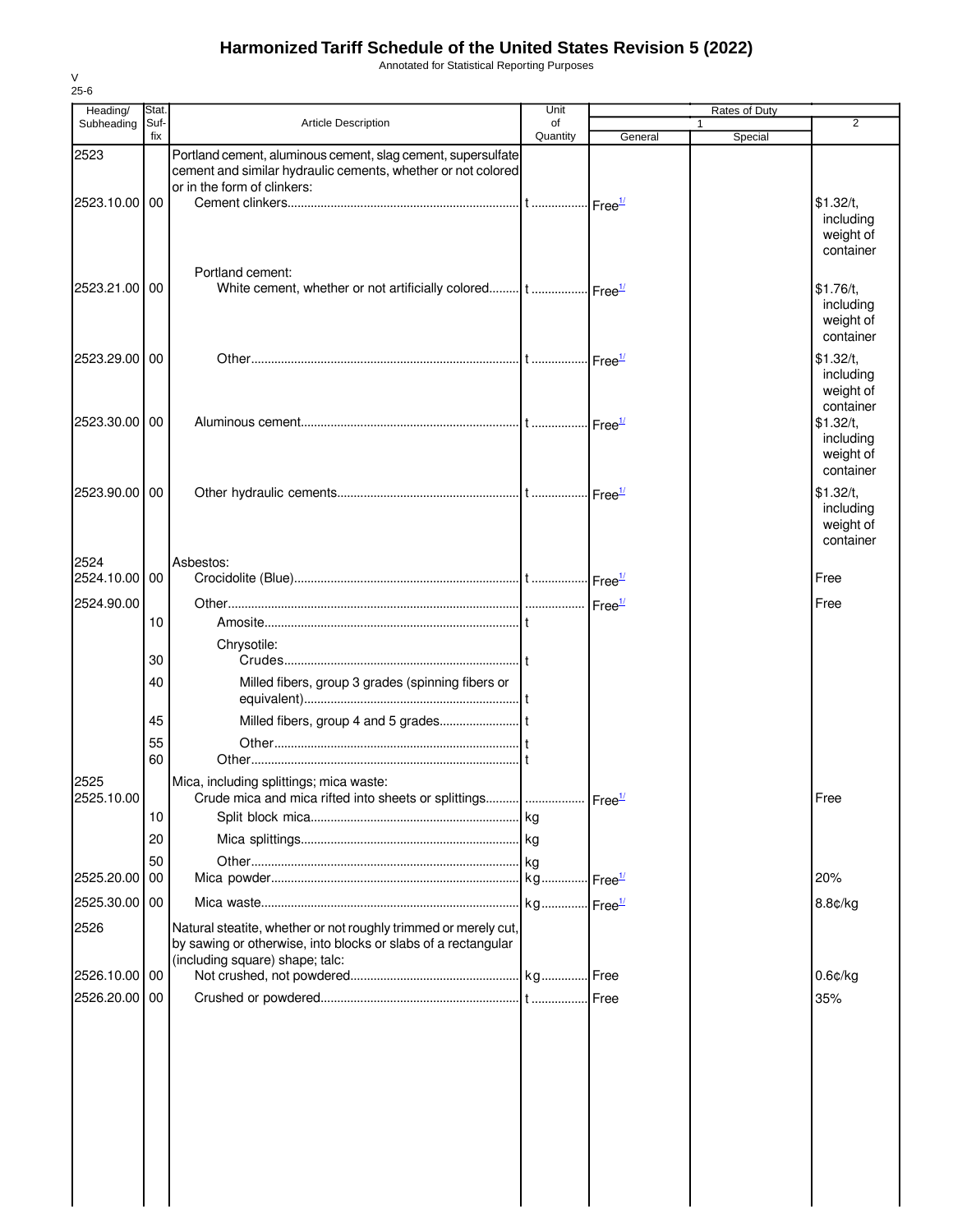# Harmonized Tariff Schedule of the United States Revision 5 (2022)

Annotated for Statistical Reporting Purposes

V
25-6

| Heading/ Subheading | Stat. Suf- fix | Article Description | Unit of Quantity | Rates of Duty 1 General | Special | 2 |
|---|---|---|---|---|---|---|
| 2523 | | Portland cement, aluminous cement, slag cement, supersulfate cement and similar hydraulic cements, whether or not colored or in the form of clinkers: | | | | |
| 2523.10.00 | 00 | Cement clinkers | t | Free[1/] | | $1.32/t, including weight of container |
| | | Portland cement: | | | | |
| 2523.21.00 | 00 | White cement, whether or not artificially colored | t | Free[1/] | | $1.76/t, including weight of container |
| 2523.29.00 | 00 | Other | t | Free[1/] | | $1.32/t, including weight of container |
| 2523.30.00 | 00 | Aluminous cement | t | Free[1/] | | $1.32/t, including weight of container |
| 2523.90.00 | 00 | Other hydraulic cements | t | Free[1/] | | $1.32/t, including weight of container |
| 2524 | | Asbestos: | | | | |
| 2524.10.00 | 00 | Crocidolite (Blue) | t | Free[1/] | | Free |
| 2524.90.00 | | Other | | Free[1/] | | Free |
| | 10 | Amosite | t | | | |
| | | Chrysotile: | | | | |
| | 30 | Crudes | t | | | |
| | 40 | Milled fibers, group 3 grades (spinning fibers or equivalent) | t | | | |
| | 45 | Milled fibers, group 4 and 5 grades | t | | | |
| | 55 | Other | t | | | |
| | 60 | Other | t | | | |
| 2525 | | Mica, including splittings; mica waste: | | | | |
| 2525.10.00 | | Crude mica and mica rifted into sheets or splittings | | Free[1/] | | Free |
| | 10 | Split block mica | kg | | | |
| | 20 | Mica splittings | kg | | | |
| | 50 | Other | kg | | | |
| 2525.20.00 | 00 | Mica powder | kg | Free[1/] | | 20% |
| 2525.30.00 | 00 | Mica waste | kg | Free[1/] | | 8.8¢/kg |
| 2526 | | Natural steatite, whether or not roughly trimmed or merely cut, by sawing or otherwise, into blocks or slabs of a rectangular (including square) shape; talc: | | | | |
| 2526.10.00 | 00 | Not crushed, not powdered | kg | Free | | 0.6¢/kg |
| 2526.20.00 | 00 | Crushed or powdered | t | Free | | 35% |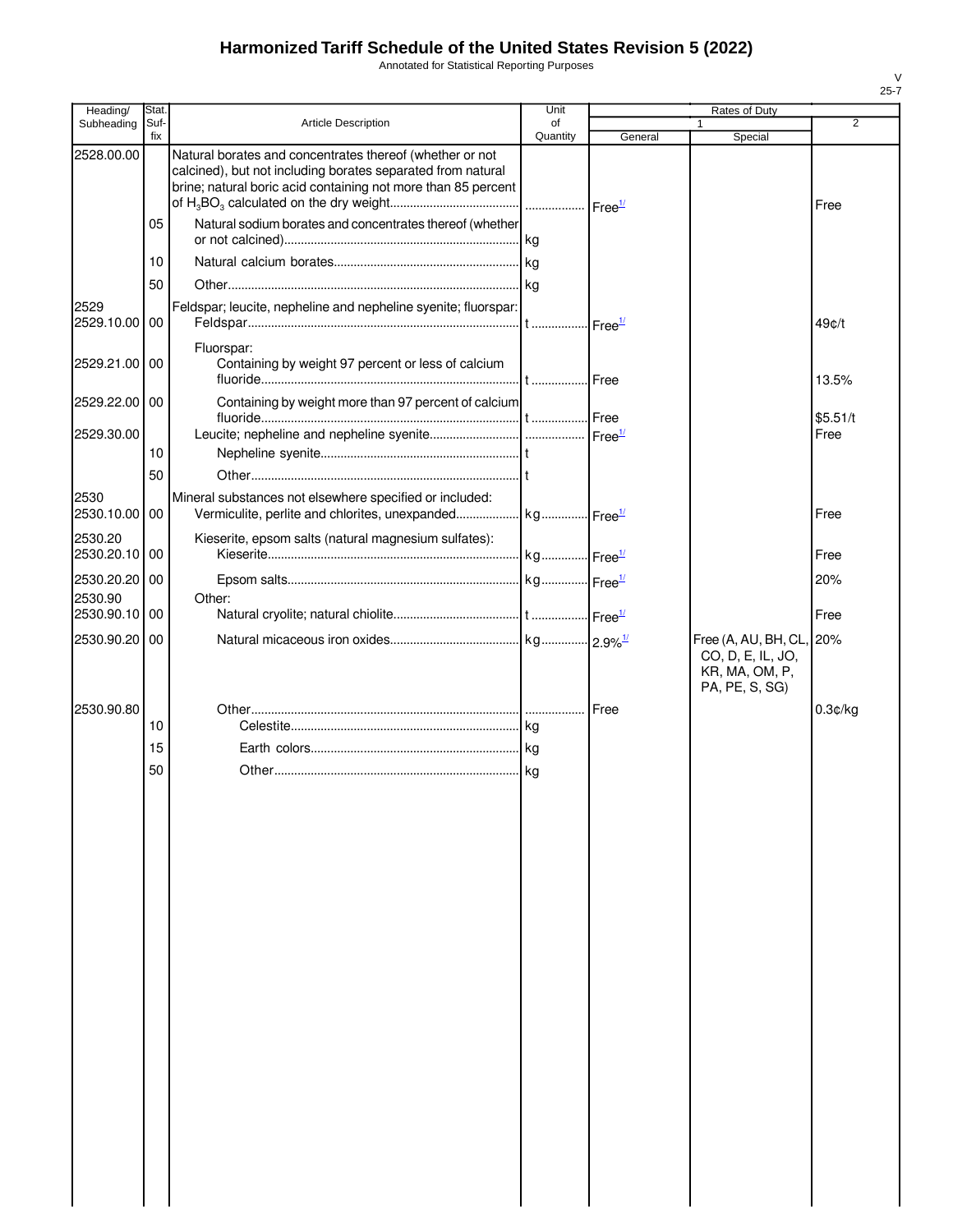# Harmonized Tariff Schedule of the United States Revision 5 (2022)

Annotated for Statistical Reporting Purposes

V
25-7

| Heading/ Subheading | Stat. Suf- fix | Article Description | Unit of Quantity | Rates of Duty 1 General | Special | 2 |
|---|---|---|---|---|---|---|
| 2528.00.00 | | Natural borates and concentrates thereof (whether or not calcined), but not including borates separated from natural brine; natural boric acid containing not more than 85 percent of $H_3BO_3$ calculated on the dry weight | | Free[1/] | | Free |
| | 05 | Natural sodium borates and concentrates thereof (whether or not calcined) | kg | | | |
| | 10 | Natural calcium borates | kg | | | |
| | 50 | Other | kg | | | |
| 2529 | | Feldspar; leucite, nepheline and nepheline syenite; fluorspar: | | | | |
| 2529.10.00 | 00 | Feldspar | t | Free[1/] | | 49¢/t |
| | | Fluorspar: | | | | |
| 2529.21.00 | 00 | Containing by weight 97 percent or less of calcium fluoride | t | Free | | 13.5% |
| 2529.22.00 | 00 | Containing by weight more than 97 percent of calcium fluoride | t | Free | | $5.51/t |
| 2529.30.00 | | Leucite; nepheline and nepheline syenite | | Free[1/] | | Free |
| | 10 | Nepheline syenite | t | | | |
| | 50 | Other | t | | | |
| 2530 | | Mineral substances not elsewhere specified or included: | | | | |
| 2530.10.00 | 00 | Vermiculite, perlite and chlorites, unexpanded | kg | Free[1/] | | Free |
| 2530.20 | | Kieserite, epsom salts (natural magnesium sulfates): | | | | |
| 2530.20.10 | 00 | Kieserite | kg | Free[1/] | | Free |
| 2530.20.20 | 00 | Epsom salts | kg | Free[1/] | | 20% |
| 2530.90 | | Other: | | | | |
| 2530.90.10 | 00 | Natural cryolite; natural chiolite | t | Free[1/] | | Free |
| 2530.90.20 | 00 | Natural micaceous iron oxides | kg | 2.9%[1/] | Free (A, AU, BH, CL, CO, D, E, IL, JO, KR, MA, OM, P, PA, PE, S, SG) | 20% |
| 2530.90.80 | | Other | | Free | | 0.3¢/kg |
| | 10 | Celestite | kg | | | |
| | 15 | Earth colors | kg | | | |
| | 50 | Other | kg | | | |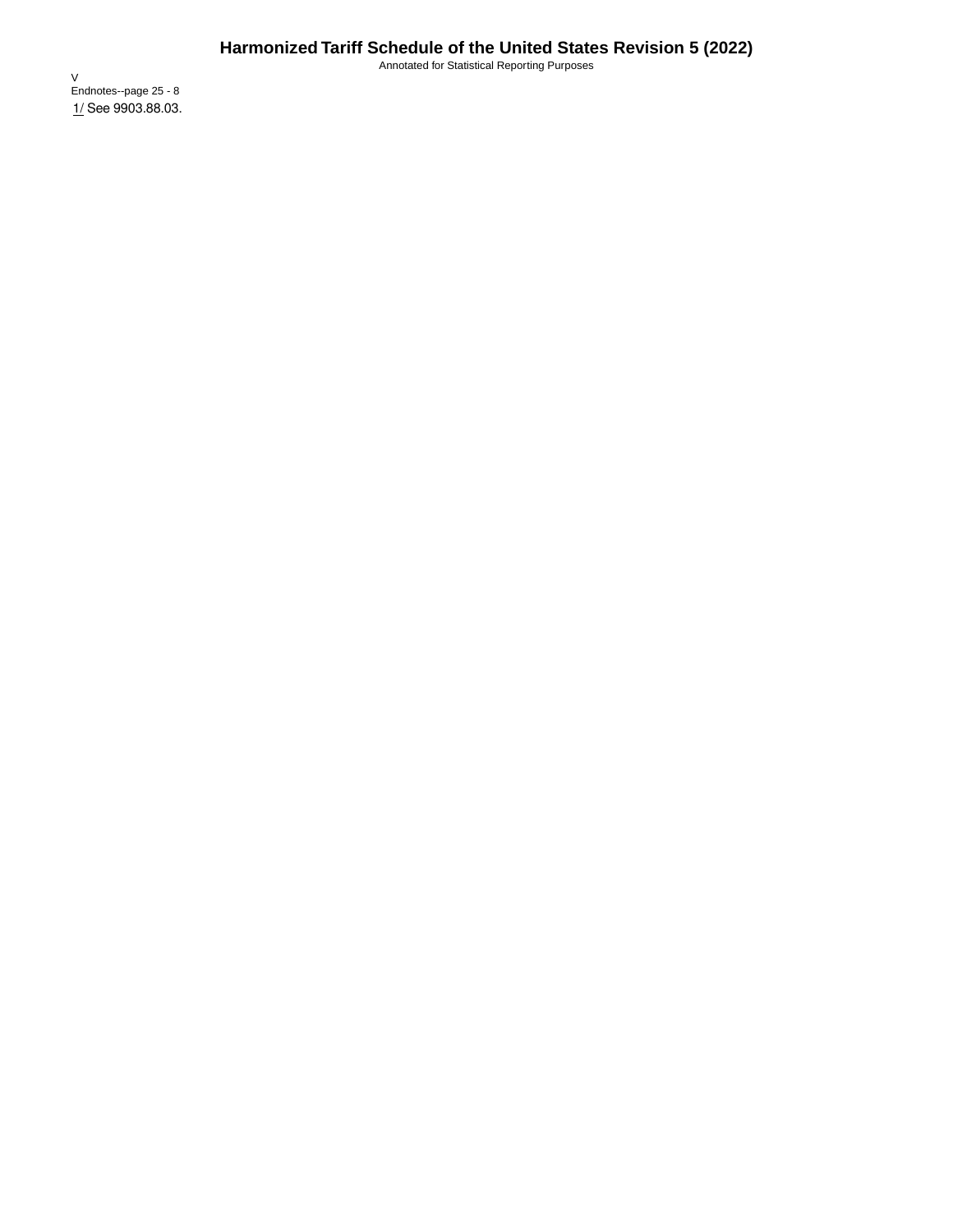1/ See 9903.88.03.